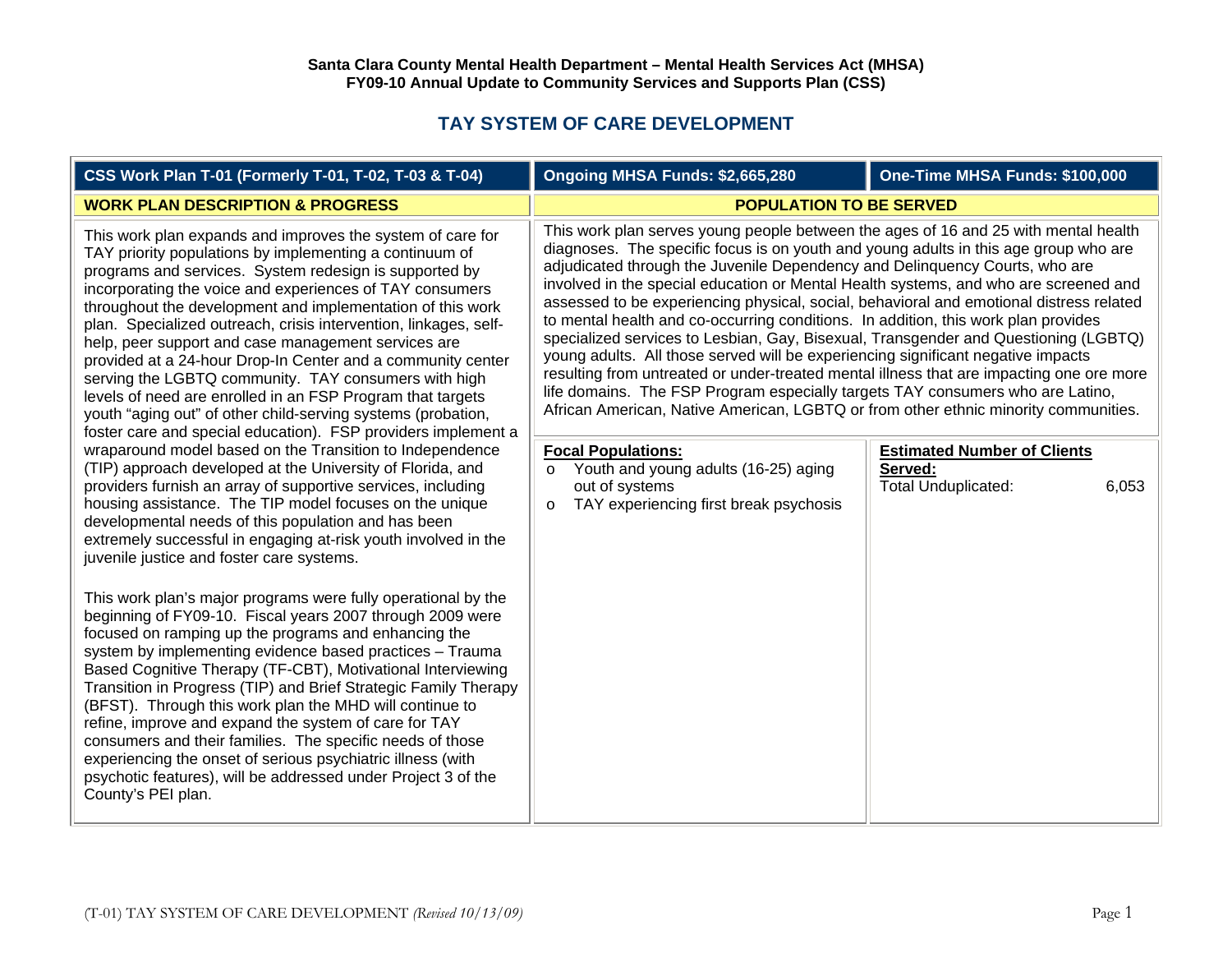**Santa Clara County Mental Health Department – Mental Health Services Act (MHSA)**
**FY09-10 Annual Update to Community Services and Supports Plan (CSS)**

# TAY SYSTEM OF CARE DEVELOPMENT

| CSS Work Plan T-01 (Formerly T-01, T-02, T-03 & T-04) | Ongoing MHSA Funds: $2,665,280 | One-Time MHSA Funds: $100,000 |
|---|---|---|

## WORK PLAN DESCRIPTION & PROGRESS

This work plan expands and improves the system of care for TAY priority populations by implementing a continuum of programs and services. System redesign is supported by incorporating the voice and experiences of TAY consumers throughout the development and implementation of this work plan. Specialized outreach, crisis intervention, linkages, self-help, peer support and case management services are provided at a 24-hour Drop-In Center and a community center serving the LGBTQ community. TAY consumers with high levels of need are enrolled in an FSP Program that targets youth "aging out" of other child-serving systems (probation, foster care and special education). FSP providers implement a wraparound model based on the Transition to Independence (TIP) approach developed at the University of Florida, and providers furnish an array of supportive services, including housing assistance. The TIP model focuses on the unique developmental needs of this population and has been extremely successful in engaging at-risk youth involved in the juvenile justice and foster care systems.

This work plan's major programs were fully operational by the beginning of FY09-10. Fiscal years 2007 through 2009 were focused on ramping up the programs and enhancing the system by implementing evidence based practices – Trauma Based Cognitive Therapy (TF-CBT), Motivational Interviewing Transition in Progress (TIP) and Brief Strategic Family Therapy (BFST). Through this work plan the MHD will continue to refine, improve and expand the system of care for TAY consumers and their families. The specific needs of those experiencing the onset of serious psychiatric illness (with psychotic features), will be addressed under Project 3 of the County's PEI plan.

## POPULATION TO BE SERVED

This work plan serves young people between the ages of 16 and 25 with mental health diagnoses. The specific focus is on youth and young adults in this age group who are adjudicated through the Juvenile Dependency and Delinquency Courts, who are involved in the special education or Mental Health systems, and who are screened and assessed to be experiencing physical, social, behavioral and emotional distress related to mental health and co-occurring conditions. In addition, this work plan provides specialized services to Lesbian, Gay, Bisexual, Transgender and Questioning (LGBTQ) young adults. All those served will be experiencing significant negative impacts resulting from untreated or under-treated mental illness that are impacting one ore more life domains. The FSP Program especially targets TAY consumers who are Latino, African American, Native American, LGBTQ or from other ethnic minority communities.

**Focal Populations:**

- Youth and young adults (16-25) aging out of systems
- TAY experiencing first break psychosis

**Estimated Number of Clients Served:**

| Total Unduplicated: | 6,053 |
|---|---|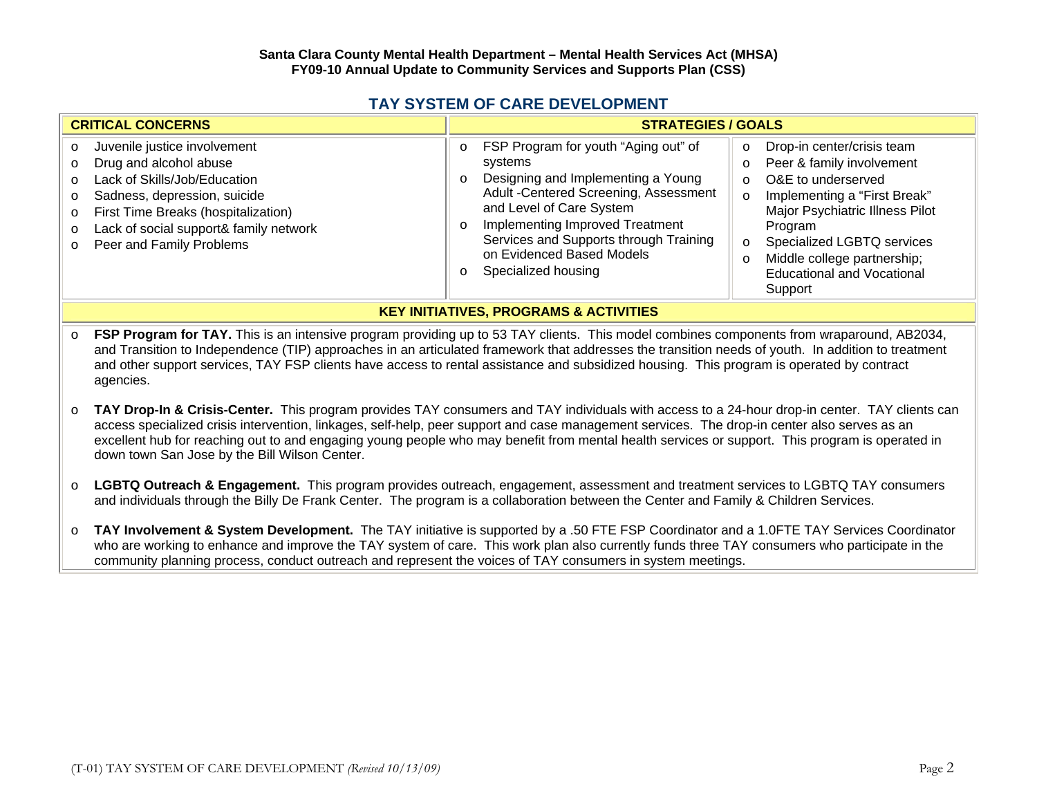**Santa Clara County Mental Health Department – Mental Health Services Act (MHSA)**
**FY09-10 Annual Update to Community Services and Supports Plan (CSS)**

## TAY SYSTEM OF CARE DEVELOPMENT

| CRITICAL CONCERNS | STRATEGIES / GOALS | |
|---|---|---|
| - Juvenile justice involvement<br>- Drug and alcohol abuse<br>- Lack of Skills/Job/Education<br>- Sadness, depression, suicide<br>- First Time Breaks (hospitalization)<br>- Lack of social support& family network<br>- Peer and Family Problems | - FSP Program for youth "Aging out" of systems<br>- Designing and Implementing a Young Adult -Centered Screening, Assessment and Level of Care System<br>- Implementing Improved Treatment Services and Supports through Training on Evidenced Based Models<br>- Specialized housing | - Drop-in center/crisis team<br>- Peer & family involvement<br>- O&E to underserved<br>- Implementing a "First Break" Major Psychiatric Illness Pilot Program<br>- Specialized LGBTQ services<br>- Middle college partnership; Educational and Vocational Support |

### KEY INITIATIVES, PROGRAMS & ACTIVITIES

- **FSP Program for TAY.** This is an intensive program providing up to 53 TAY clients. This model combines components from wraparound, AB2034, and Transition to Independence (TIP) approaches in an articulated framework that addresses the transition needs of youth. In addition to treatment and other support services, TAY FSP clients have access to rental assistance and subsidized housing. This program is operated by contract agencies.

- **TAY Drop-In & Crisis-Center.** This program provides TAY consumers and TAY individuals with access to a 24-hour drop-in center. TAY clients can access specialized crisis intervention, linkages, self-help, peer support and case management services. The drop-in center also serves as an excellent hub for reaching out to and engaging young people who may benefit from mental health services or support. This program is operated in down town San Jose by the Bill Wilson Center.

- **LGBTQ Outreach & Engagement.** This program provides outreach, engagement, assessment and treatment services to LGBTQ TAY consumers and individuals through the Billy De Frank Center. The program is a collaboration between the Center and Family & Children Services.

- **TAY Involvement & System Development.** The TAY initiative is supported by a .50 FTE FSP Coordinator and a 1.0FTE TAY Services Coordinator who are working to enhance and improve the TAY system of care. This work plan also currently funds three TAY consumers who participate in the community planning process, conduct outreach and represent the voices of TAY consumers in system meetings.